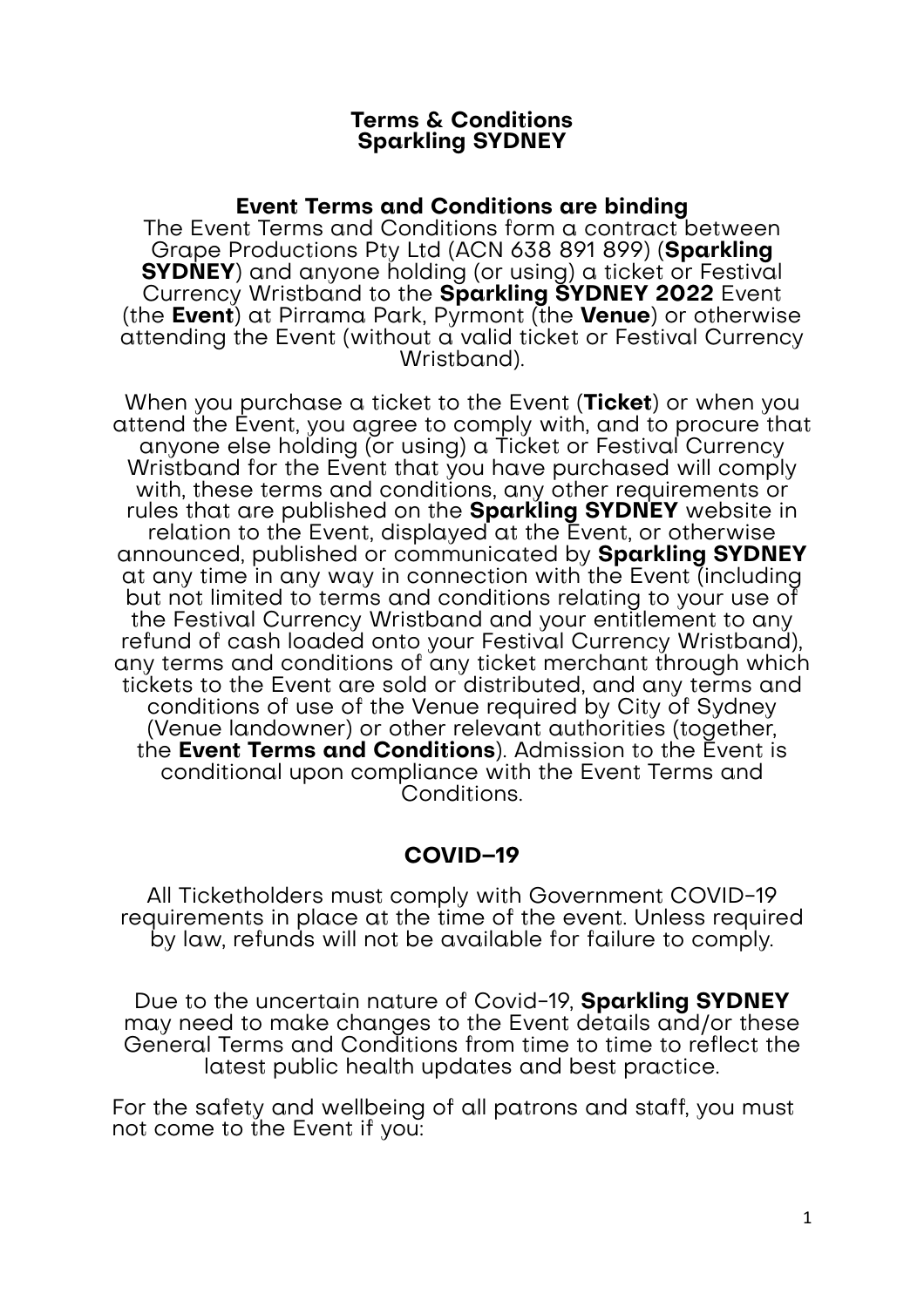# Terms & Conditions
# Sparkling SYDNEY

## Event Terms and Conditions are binding

The Event Terms and Conditions form a contract between Grape Productions Pty Ltd (ACN 638 891 899) (**Sparkling SYDNEY**) and anyone holding (or using) a ticket or Festival Currency Wristband to the **Sparkling SYDNEY 2022** Event (the **Event**) at Pirrama Park, Pyrmont (the **Venue**) or otherwise attending the Event (without a valid ticket or Festival Currency Wristband).

When you purchase a ticket to the Event (**Ticket**) or when you attend the Event, you agree to comply with, and to procure that anyone else holding (or using) a Ticket or Festival Currency Wristband for the Event that you have purchased will comply with, these terms and conditions, any other requirements or rules that are published on the **Sparkling SYDNEY** website in relation to the Event, displayed at the Event, or otherwise announced, published or communicated by **Sparkling SYDNEY** at any time in any way in connection with the Event (including but not limited to terms and conditions relating to your use of the Festival Currency Wristband and your entitlement to any refund of cash loaded onto your Festival Currency Wristband), any terms and conditions of any ticket merchant through which tickets to the Event are sold or distributed, and any terms and conditions of use of the Venue required by City of Sydney (Venue landowner) or other relevant authorities (together, the **Event Terms and Conditions**). Admission to the Event is conditional upon compliance with the Event Terms and Conditions.

## COVID-19

All Ticketholders must comply with Government COVID-19 requirements in place at the time of the event. Unless required by law, refunds will not be available for failure to comply.

Due to the uncertain nature of Covid-19, **Sparkling SYDNEY** may need to make changes to the Event details and/or these General Terms and Conditions from time to time to reflect the latest public health updates and best practice.

For the safety and wellbeing of all patrons and staff, you must not come to the Event if you: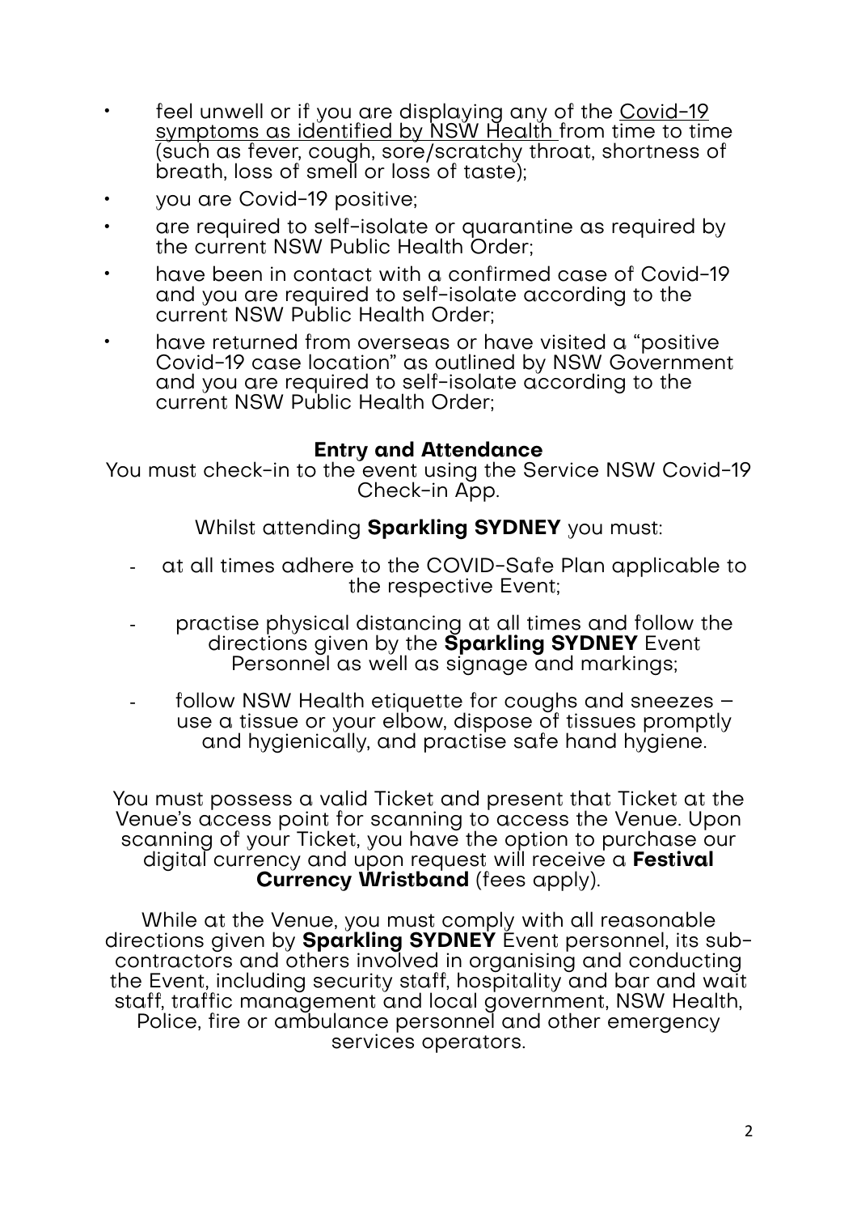- feel unwell or if you are displaying any of the <u>Covid-19 symptoms as identified by NSW Health</u> from time to time (such as fever, cough, sore/scratchy throat, shortness of breath, loss of smell or loss of taste);
- you are Covid-19 positive;
- are required to self-isolate or quarantine as required by the current NSW Public Health Order;
- have been in contact with a confirmed case of Covid-19 and you are required to self-isolate according to the current NSW Public Health Order;
- have returned from overseas or have visited a "positive Covid-19 case location" as outlined by NSW Government and you are required to self-isolate according to the current NSW Public Health Order;

**Entry and Attendance**

You must check-in to the event using the Service NSW Covid-19 Check-in App.

Whilst attending **Sparkling SYDNEY** you must:

- at all times adhere to the COVID-Safe Plan applicable to the respective Event;
- practise physical distancing at all times and follow the directions given by the **Sparkling SYDNEY** Event Personnel as well as signage and markings;
- follow NSW Health etiquette for coughs and sneezes – use a tissue or your elbow, dispose of tissues promptly and hygienically, and practise safe hand hygiene.

You must possess a valid Ticket and present that Ticket at the Venue's access point for scanning to access the Venue. Upon scanning of your Ticket, you have the option to purchase our digital currency and upon request will receive a **Festival Currency Wristband** (fees apply).

While at the Venue, you must comply with all reasonable directions given by **Sparkling SYDNEY** Event personnel, its sub-contractors and others involved in organising and conducting the Event, including security staff, hospitality and bar and wait staff, traffic management and local government, NSW Health, Police, fire or ambulance personnel and other emergency services operators.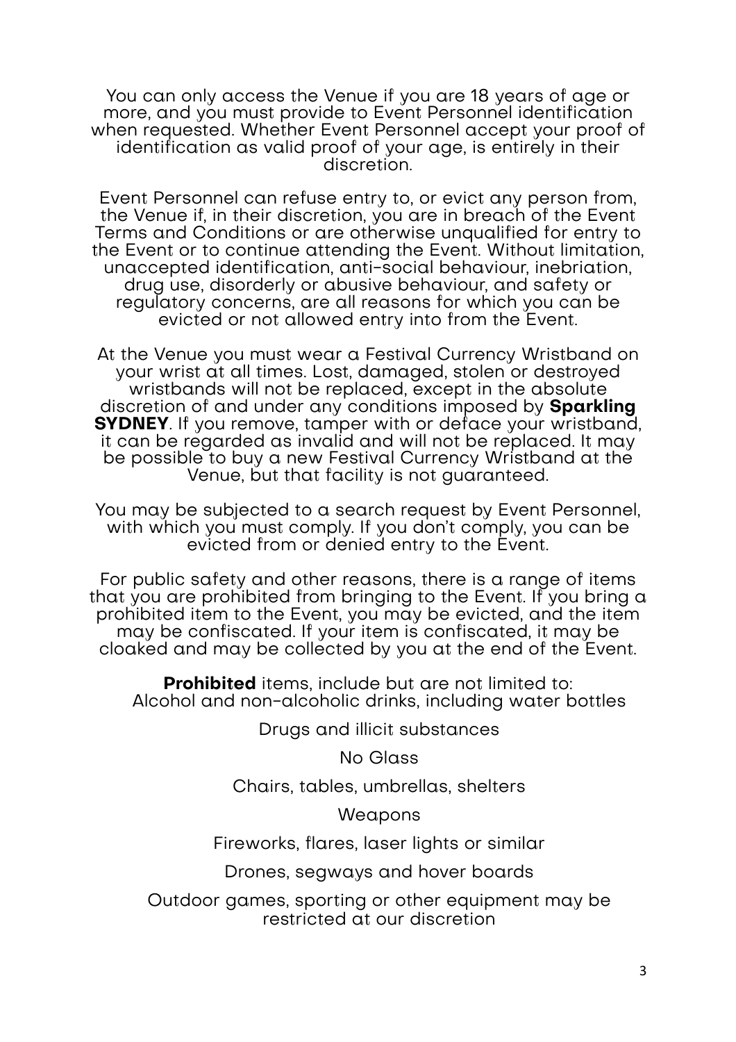You can only access the Venue if you are 18 years of age or more, and you must provide to Event Personnel identification when requested. Whether Event Personnel accept your proof of identification as valid proof of your age, is entirely in their discretion.

Event Personnel can refuse entry to, or evict any person from, the Venue if, in their discretion, you are in breach of the Event Terms and Conditions or are otherwise unqualified for entry to the Event or to continue attending the Event. Without limitation, unaccepted identification, anti-social behaviour, inebriation, drug use, disorderly or abusive behaviour, and safety or regulatory concerns, are all reasons for which you can be evicted or not allowed entry into from the Event.

At the Venue you must wear a Festival Currency Wristband on your wrist at all times. Lost, damaged, stolen or destroyed wristbands will not be replaced, except in the absolute discretion of and under any conditions imposed by **Sparkling SYDNEY**. If you remove, tamper with or deface your wristband, it can be regarded as invalid and will not be replaced. It may be possible to buy a new Festival Currency Wristband at the Venue, but that facility is not guaranteed.

You may be subjected to a search request by Event Personnel, with which you must comply. If you don't comply, you can be evicted from or denied entry to the Event.

For public safety and other reasons, there is a range of items that you are prohibited from bringing to the Event. If you bring a prohibited item to the Event, you may be evicted, and the item may be confiscated. If your item is confiscated, it may be cloaked and may be collected by you at the end of the Event.

**Prohibited** items, include but are not limited to:

Alcohol and non-alcoholic drinks, including water bottles

Drugs and illicit substances

No Glass

Chairs, tables, umbrellas, shelters

Weapons

Fireworks, flares, laser lights or similar

Drones, segways and hover boards

Outdoor games, sporting or other equipment may be restricted at our discretion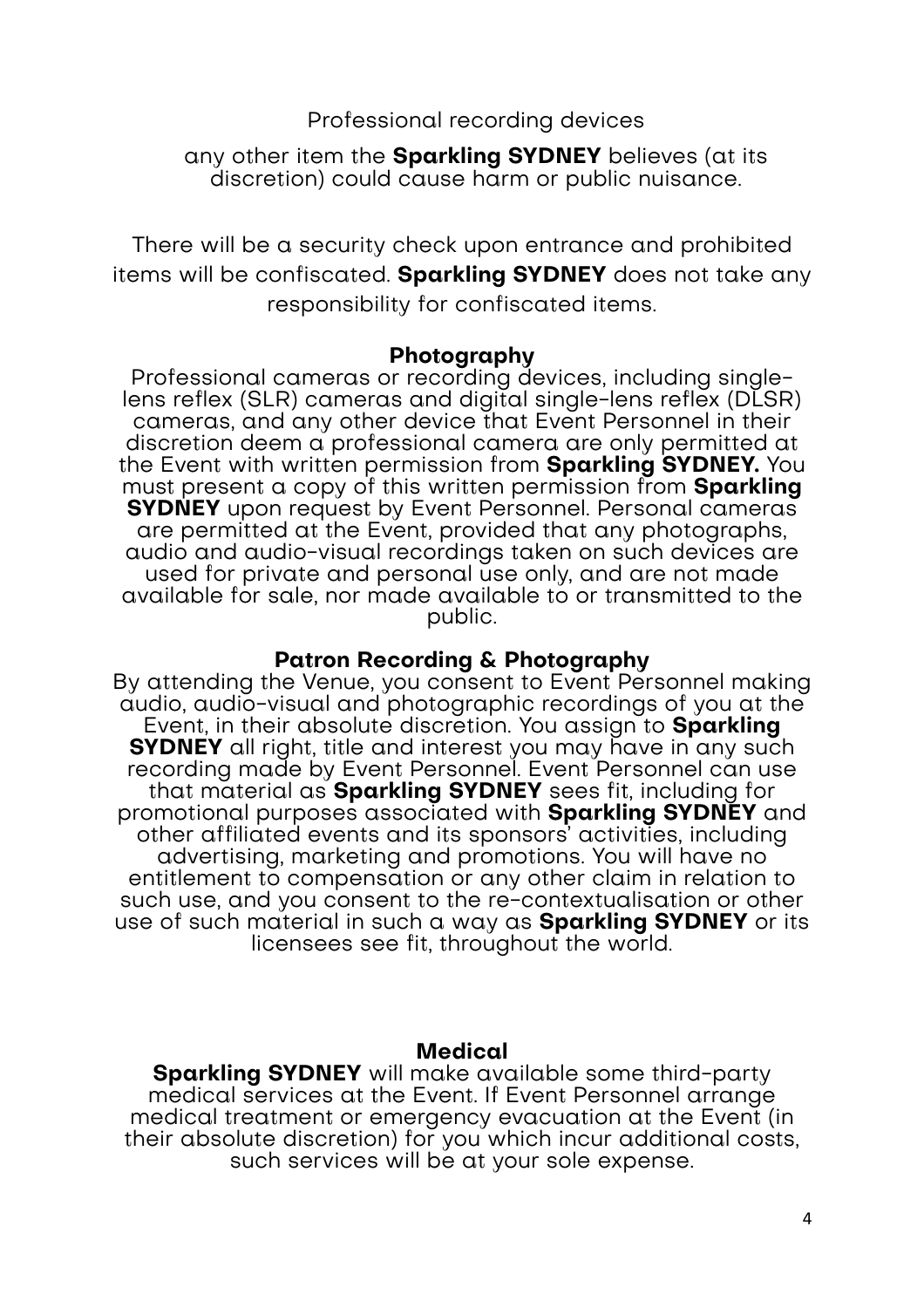Professional recording devices

any other item the **Sparkling SYDNEY** believes (at its discretion) could cause harm or public nuisance.

There will be a security check upon entrance and prohibited items will be confiscated. **Sparkling SYDNEY** does not take any responsibility for confiscated items.

### Photography

Professional cameras or recording devices, including single-lens reflex (SLR) cameras and digital single-lens reflex (DLSR) cameras, and any other device that Event Personnel in their discretion deem a professional camera are only permitted at the Event with written permission from **Sparkling SYDNEY.** You must present a copy of this written permission from **Sparkling SYDNEY** upon request by Event Personnel. Personal cameras are permitted at the Event, provided that any photographs, audio and audio-visual recordings taken on such devices are used for private and personal use only, and are not made available for sale, nor made available to or transmitted to the public.

### Patron Recording & Photography

By attending the Venue, you consent to Event Personnel making audio, audio-visual and photographic recordings of you at the Event, in their absolute discretion. You assign to **Sparkling SYDNEY** all right, title and interest you may have in any such recording made by Event Personnel. Event Personnel can use that material as **Sparkling SYDNEY** sees fit, including for promotional purposes associated with **Sparkling SYDNEY** and other affiliated events and its sponsors' activities, including advertising, marketing and promotions. You will have no entitlement to compensation or any other claim in relation to such use, and you consent to the re-contextualisation or other use of such material in such a way as **Sparkling SYDNEY** or its licensees see fit, throughout the world.

### Medical

**Sparkling SYDNEY** will make available some third-party medical services at the Event. If Event Personnel arrange medical treatment or emergency evacuation at the Event (in their absolute discretion) for you which incur additional costs, such services will be at your sole expense.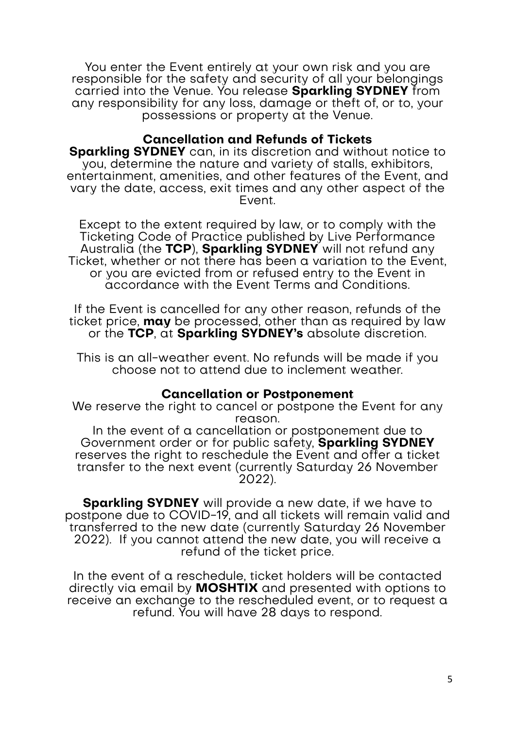You enter the Event entirely at your own risk and you are responsible for the safety and security of all your belongings carried into the Venue. You release **Sparkling SYDNEY** from any responsibility for any loss, damage or theft of, or to, your possessions or property at the Venue.

### Cancellation and Refunds of Tickets

**Sparkling SYDNEY** can, in its discretion and without notice to you, determine the nature and variety of stalls, exhibitors, entertainment, amenities, and other features of the Event, and vary the date, access, exit times and any other aspect of the Event.

Except to the extent required by law, or to comply with the Ticketing Code of Practice published by Live Performance Australia (the **TCP**), **Sparkling SYDNEY** will not refund any Ticket, whether or not there has been a variation to the Event, or you are evicted from or refused entry to the Event in accordance with the Event Terms and Conditions.

If the Event is cancelled for any other reason, refunds of the ticket price, **may** be processed, other than as required by law or the **TCP**, at **Sparkling SYDNEY's** absolute discretion.

This is an all-weather event. No refunds will be made if you choose not to attend due to inclement weather.

### Cancellation or Postponement

We reserve the right to cancel or postpone the Event for any reason.
In the event of a cancellation or postponement due to Government order or for public safety, **Sparkling SYDNEY** reserves the right to reschedule the Event and offer a ticket transfer to the next event (currently Saturday 26 November 2022).

**Sparkling SYDNEY** will provide a new date, if we have to postpone due to COVID-19, and all tickets will remain valid and transferred to the new date (currently Saturday 26 November 2022). If you cannot attend the new date, you will receive a refund of the ticket price.

In the event of a reschedule, ticket holders will be contacted directly via email by **MOSHTIX** and presented with options to receive an exchange to the rescheduled event, or to request a refund. You will have 28 days to respond.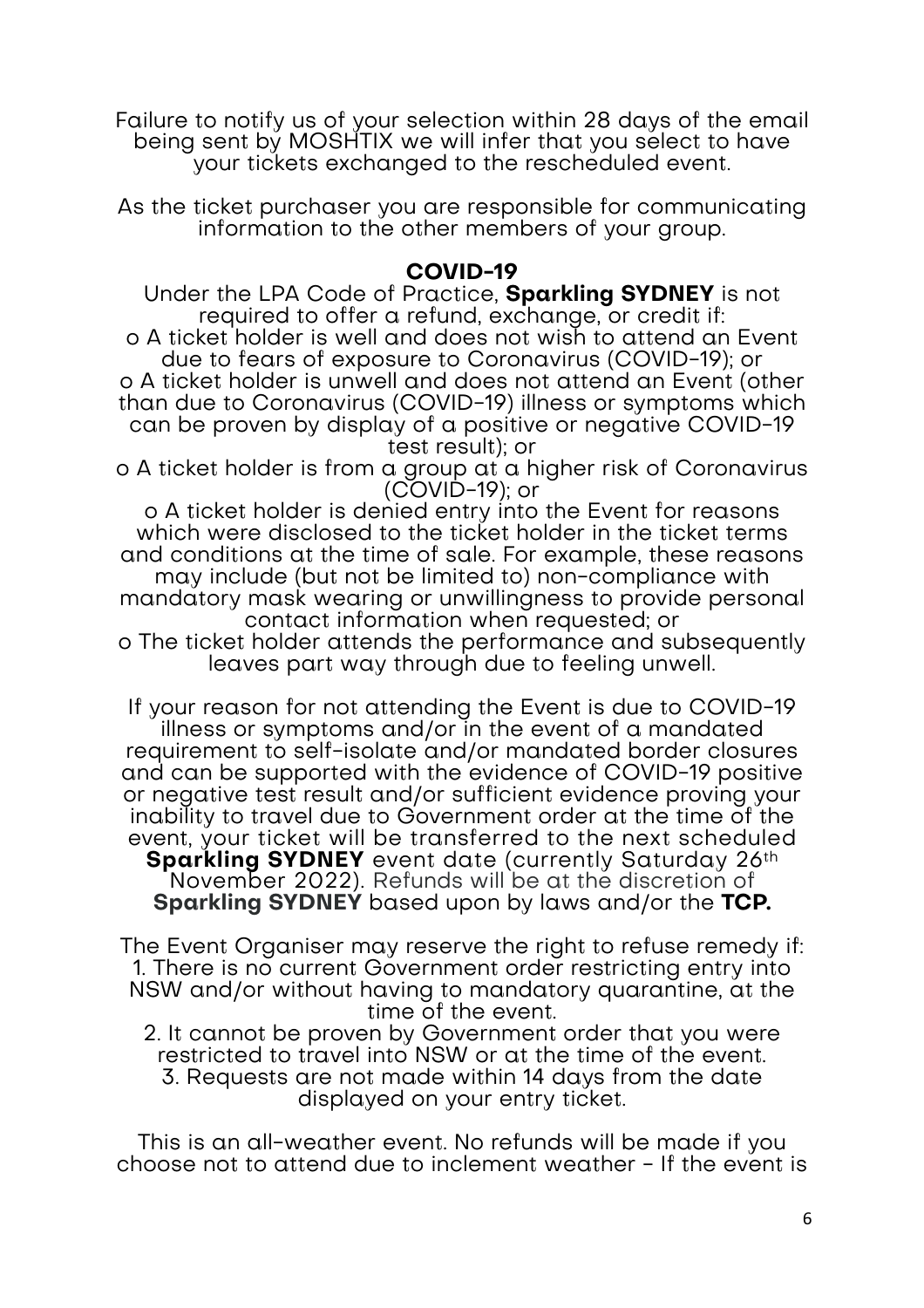Failure to notify us of your selection within 28 days of the email being sent by MOSHTIX we will infer that you select to have your tickets exchanged to the rescheduled event.

As the ticket purchaser you are responsible for communicating information to the other members of your group.

**COVID-19**

Under the LPA Code of Practice, **Sparkling SYDNEY** is not required to offer a refund, exchange, or credit if:

- A ticket holder is well and does not wish to attend an Event due to fears of exposure to Coronavirus (COVID-19); or
- A ticket holder is unwell and does not attend an Event (other than due to Coronavirus (COVID-19) illness or symptoms which can be proven by display of a positive or negative COVID-19 test result); or
- A ticket holder is from a group at a higher risk of Coronavirus (COVID-19); or
- A ticket holder is denied entry into the Event for reasons which were disclosed to the ticket holder in the ticket terms and conditions at the time of sale. For example, these reasons may include (but not be limited to) non-compliance with mandatory mask wearing or unwillingness to provide personal contact information when requested; or
- The ticket holder attends the performance and subsequently leaves part way through due to feeling unwell.

If your reason for not attending the Event is due to COVID-19 illness or symptoms and/or in the event of a mandated requirement to self-isolate and/or mandated border closures and can be supported with the evidence of COVID-19 positive or negative test result and/or sufficient evidence proving your inability to travel due to Government order at the time of the event, your ticket will be transferred to the next scheduled **Sparkling SYDNEY** event date (currently Saturday 26th November 2022). Refunds will be at the discretion of **Sparkling SYDNEY** based upon by laws and/or the **TCP.**

The Event Organiser may reserve the right to refuse remedy if:

1. There is no current Government order restricting entry into NSW and/or without having to mandatory quarantine, at the time of the event.
2. It cannot be proven by Government order that you were restricted to travel into NSW or at the time of the event.
3. Requests are not made within 14 days from the date displayed on your entry ticket.

This is an all-weather event. No refunds will be made if you choose not to attend due to inclement weather - If the event is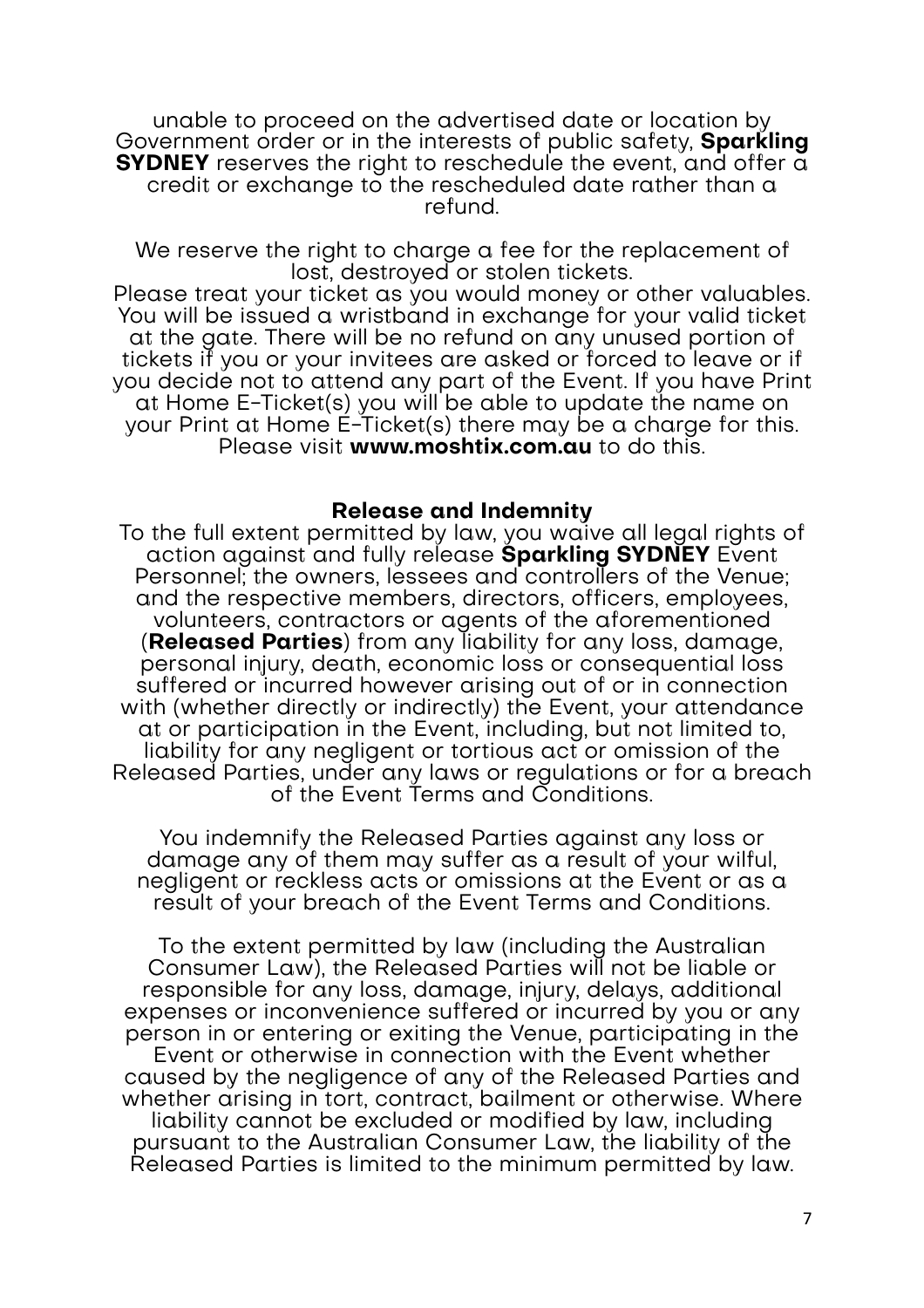unable to proceed on the advertised date or location by Government order or in the interests of public safety, **Sparkling SYDNEY** reserves the right to reschedule the event, and offer a credit or exchange to the rescheduled date rather than a refund.

We reserve the right to charge a fee for the replacement of lost, destroyed or stolen tickets.
Please treat your ticket as you would money or other valuables. You will be issued a wristband in exchange for your valid ticket at the gate. There will be no refund on any unused portion of tickets if you or your invitees are asked or forced to leave or if you decide not to attend any part of the Event. If you have Print at Home E-Ticket(s) you will be able to update the name on your Print at Home E-Ticket(s) there may be a charge for this. Please visit **www.moshtix.com.au** to do this.

**Release and Indemnity**

To the full extent permitted by law, you waive all legal rights of action against and fully release **Sparkling SYDNEY** Event Personnel; the owners, lessees and controllers of the Venue; and the respective members, directors, officers, employees, volunteers, contractors or agents of the aforementioned (**Released Parties**) from any liability for any loss, damage, personal injury, death, economic loss or consequential loss suffered or incurred however arising out of or in connection with (whether directly or indirectly) the Event, your attendance at or participation in the Event, including, but not limited to, liability for any negligent or tortious act or omission of the Released Parties, under any laws or regulations or for a breach of the Event Terms and Conditions.

You indemnify the Released Parties against any loss or damage any of them may suffer as a result of your wilful, negligent or reckless acts or omissions at the Event or as a result of your breach of the Event Terms and Conditions.

To the extent permitted by law (including the Australian Consumer Law), the Released Parties will not be liable or responsible for any loss, damage, injury, delays, additional expenses or inconvenience suffered or incurred by you or any person in or entering or exiting the Venue, participating in the Event or otherwise in connection with the Event whether caused by the negligence of any of the Released Parties and whether arising in tort, contract, bailment or otherwise. Where liability cannot be excluded or modified by law, including pursuant to the Australian Consumer Law, the liability of the Released Parties is limited to the minimum permitted by law.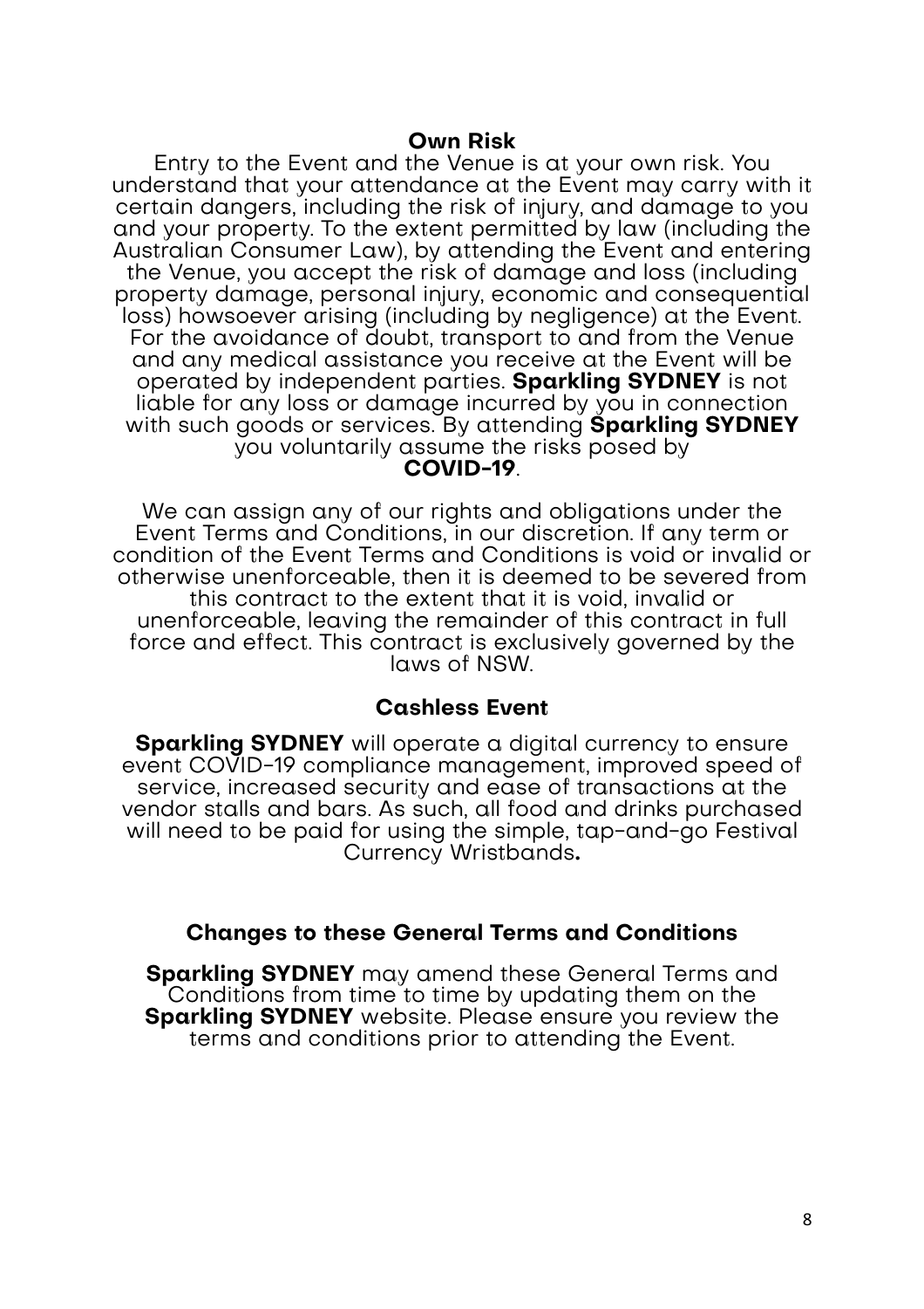## Own Risk

Entry to the Event and the Venue is at your own risk. You understand that your attendance at the Event may carry with it certain dangers, including the risk of injury, and damage to you and your property. To the extent permitted by law (including the Australian Consumer Law), by attending the Event and entering the Venue, you accept the risk of damage and loss (including property damage, personal injury, economic and consequential loss) howsoever arising (including by negligence) at the Event. For the avoidance of doubt, transport to and from the Venue and any medical assistance you receive at the Event will be operated by independent parties. **Sparkling SYDNEY** is not liable for any loss or damage incurred by you in connection with such goods or services. By attending **Sparkling SYDNEY** you voluntarily assume the risks posed by **COVID-19**.

We can assign any of our rights and obligations under the Event Terms and Conditions, in our discretion. If any term or condition of the Event Terms and Conditions is void or invalid or otherwise unenforceable, then it is deemed to be severed from this contract to the extent that it is void, invalid or unenforceable, leaving the remainder of this contract in full force and effect. This contract is exclusively governed by the laws of NSW.

## Cashless Event

**Sparkling SYDNEY** will operate a digital currency to ensure event COVID-19 compliance management, improved speed of service, increased security and ease of transactions at the vendor stalls and bars. As such, all food and drinks purchased will need to be paid for using the simple, tap-and-go Festival Currency Wristbands**.**

## Changes to these General Terms and Conditions

**Sparkling SYDNEY** may amend these General Terms and Conditions from time to time by updating them on the **Sparkling SYDNEY** website. Please ensure you review the terms and conditions prior to attending the Event.